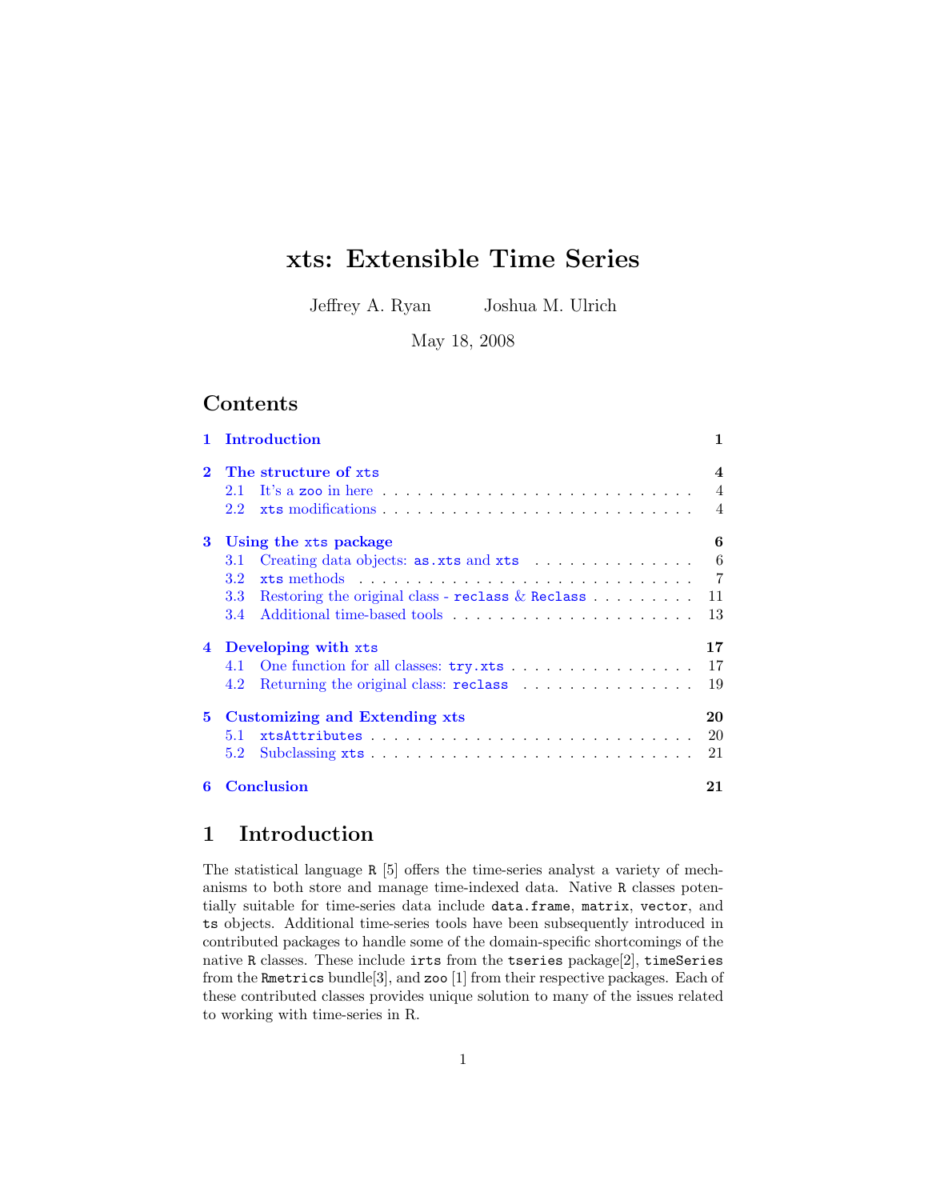# xts: Extensible Time Series

Jeffrey A. Ryan    Joshua M. Ulrich

May 18, 2008

## Contents

- **1 Introduction** — 1
- **2 The structure of `xts`** — 4
  - 2.1 It's a `zoo` in here — 4
  - 2.2 `xts` modifications — 4
- **3 Using the `xts` package** — 6
  - 3.1 Creating data objects: `as.xts` and `xts` — 6
  - 3.2 `xts` methods — 7
  - 3.3 Restoring the original class - `reclass` & `Reclass` — 11
  - 3.4 Additional time-based tools — 13
- **4 Developing with `xts`** — 17
  - 4.1 One function for all classes: `try.xts` — 17
  - 4.2 Returning the original class: `reclass` — 19
- **5 Customizing and Extending `xts`** — 20
  - 5.1 `xtsAttributes` — 20
  - 5.2 Subclassing `xts` — 21
- **6 Conclusion** — 21

## 1 Introduction

The statistical language `R` [5] offers the time-series analyst a variety of mechanisms to both store and manage time-indexed data. Native `R` classes potentially suitable for time-series data include `data.frame`, `matrix`, `vector`, and `ts` objects. Additional time-series tools have been subsequently introduced in contributed packages to handle some of the domain-specific shortcomings of the native `R` classes. These include `irts` from the `tseries` package[2], `timeSeries` from the `Rmetrics` bundle[3], and `zoo` [1] from their respective packages. Each of these contributed classes provides unique solution to many of the issues related to working with time-series in R.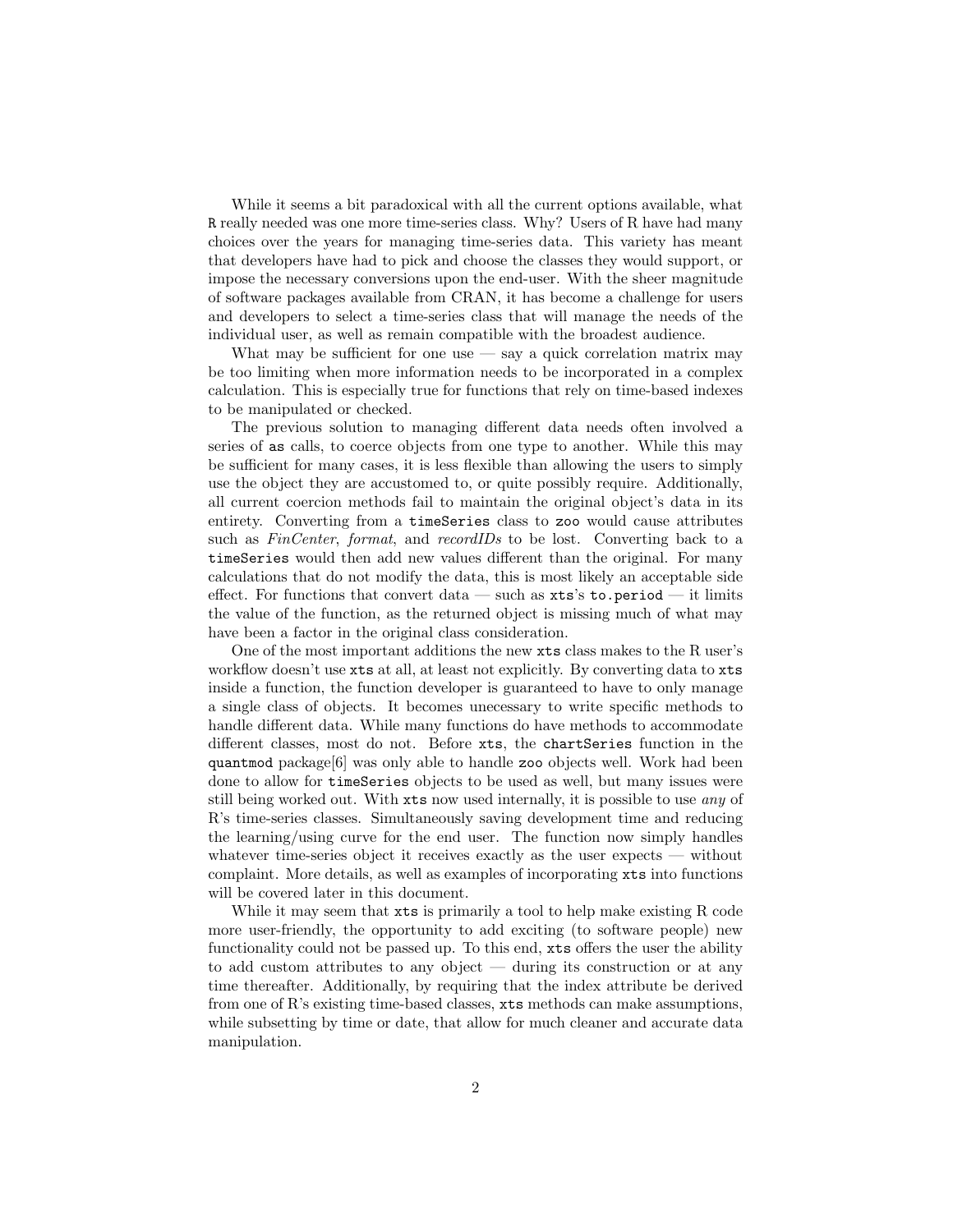While it seems a bit paradoxical with all the current options available, what `R` really needed was one more time-series class. Why? Users of R have had many choices over the years for managing time-series data. This variety has meant that developers have had to pick and choose the classes they would support, or impose the necessary conversions upon the end-user. With the sheer magnitude of software packages available from CRAN, it has become a challenge for users and developers to select a time-series class that will manage the needs of the individual user, as well as remain compatible with the broadest audience.

What may be sufficient for one use — say a quick correlation matrix may be too limiting when more information needs to be incorporated in a complex calculation. This is especially true for functions that rely on time-based indexes to be manipulated or checked.

The previous solution to managing different data needs often involved a series of `as` calls, to coerce objects from one type to another. While this may be sufficient for many cases, it is less flexible than allowing the users to simply use the object they are accustomed to, or quite possibly require. Additionally, all current coercion methods fail to maintain the original object's data in its entirety. Converting from a `timeSeries` class to `zoo` would cause attributes such as *FinCenter*, *format*, and *recordIDs* to be lost. Converting back to a `timeSeries` would then add new values different than the original. For many calculations that do not modify the data, this is most likely an acceptable side effect. For functions that convert data — such as `xts`'s `to.period` — it limits the value of the function, as the returned object is missing much of what may have been a factor in the original class consideration.

One of the most important additions the new `xts` class makes to the R user's workflow doesn't use `xts` at all, at least not explicitly. By converting data to `xts` inside a function, the function developer is guaranteed to have to only manage a single class of objects. It becomes unecessary to write specific methods to handle different data. While many functions do have methods to accommodate different classes, most do not. Before `xts`, the `chartSeries` function in the `quantmod` package[6] was only able to handle `zoo` objects well. Work had been done to allow for `timeSeries` objects to be used as well, but many issues were still being worked out. With `xts` now used internally, it is possible to use *any* of R's time-series classes. Simultaneously saving development time and reducing the learning/using curve for the end user. The function now simply handles whatever time-series object it receives exactly as the user expects — without complaint. More details, as well as examples of incorporating `xts` into functions will be covered later in this document.

While it may seem that `xts` is primarily a tool to help make existing R code more user-friendly, the opportunity to add exciting (to software people) new functionality could not be passed up. To this end, `xts` offers the user the ability to add custom attributes to any object — during its construction or at any time thereafter. Additionally, by requiring that the index attribute be derived from one of R's existing time-based classes, `xts` methods can make assumptions, while subsetting by time or date, that allow for much cleaner and accurate data manipulation.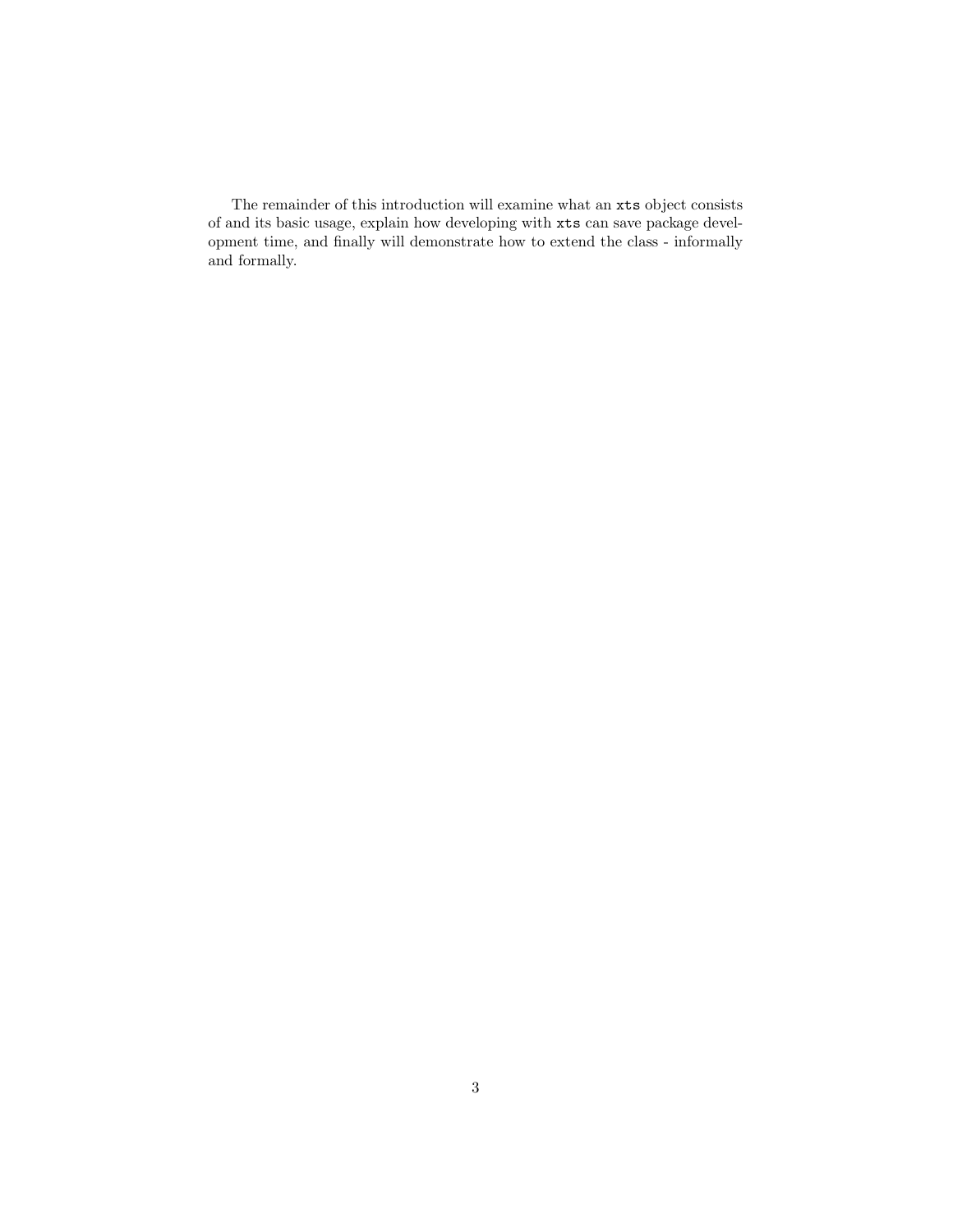The remainder of this introduction will examine what an `xts` object consists of and its basic usage, explain how developing with `xts` can save package development time, and finally will demonstrate how to extend the class - informally and formally.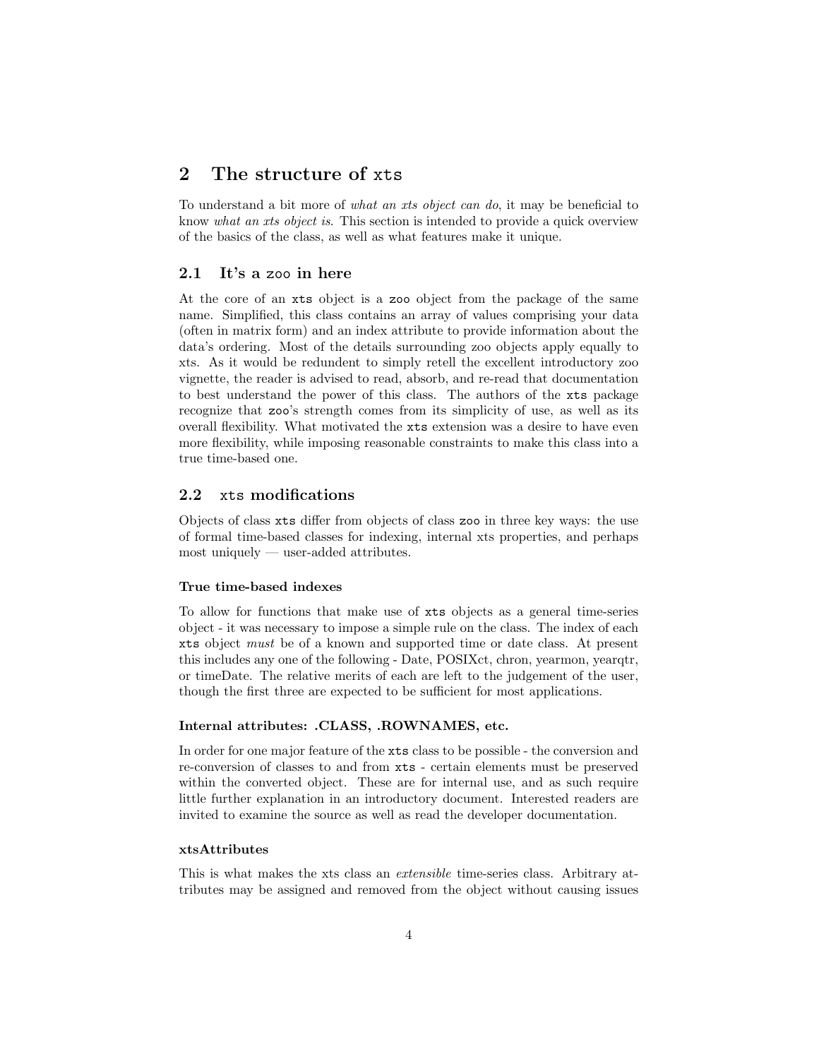## 2 The structure of `xts`

To understand a bit more of *what an xts object can do*, it may be beneficial to know *what an xts object is*. This section is intended to provide a quick overview of the basics of the class, as well as what features make it unique.

### 2.1 It's a `zoo` in here

At the core of an `xts` object is a `zoo` object from the package of the same name. Simplified, this class contains an array of values comprising your data (often in matrix form) and an index attribute to provide information about the data's ordering. Most of the details surrounding zoo objects apply equally to xts. As it would be redundent to simply retell the excellent introductory zoo vignette, the reader is advised to read, absorb, and re-read that documentation to best understand the power of this class. The authors of the `xts` package recognize that `zoo`'s strength comes from its simplicity of use, as well as its overall flexibility. What motivated the `xts` extension was a desire to have even more flexibility, while imposing reasonable constraints to make this class into a true time-based one.

### 2.2 `xts` modifications

Objects of class `xts` differ from objects of class `zoo` in three key ways: the use of formal time-based classes for indexing, internal xts properties, and perhaps most uniquely — user-added attributes.

#### True time-based indexes

To allow for functions that make use of `xts` objects as a general time-series object - it was necessary to impose a simple rule on the class. The index of each `xts` object *must* be of a known and supported time or date class. At present this includes any one of the following - Date, POSIXct, chron, yearmon, yearqtr, or timeDate. The relative merits of each are left to the judgement of the user, though the first three are expected to be sufficient for most applications.

#### Internal attributes: .CLASS, .ROWNAMES, etc.

In order for one major feature of the `xts` class to be possible - the conversion and re-conversion of classes to and from `xts` - certain elements must be preserved within the converted object. These are for internal use, and as such require little further explanation in an introductory document. Interested readers are invited to examine the source as well as read the developer documentation.

#### xtsAttributes

This is what makes the xts class an *extensible* time-series class. Arbitrary attributes may be assigned and removed from the object without causing issues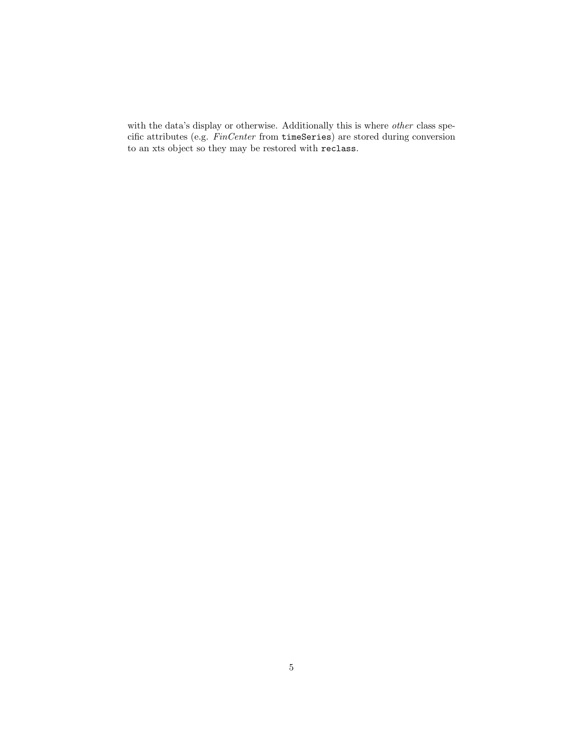with the data's display or otherwise. Additionally this is where *other* class specific attributes (e.g. *FinCenter* from `timeSeries`) are stored during conversion to an xts object so they may be restored with `reclass`.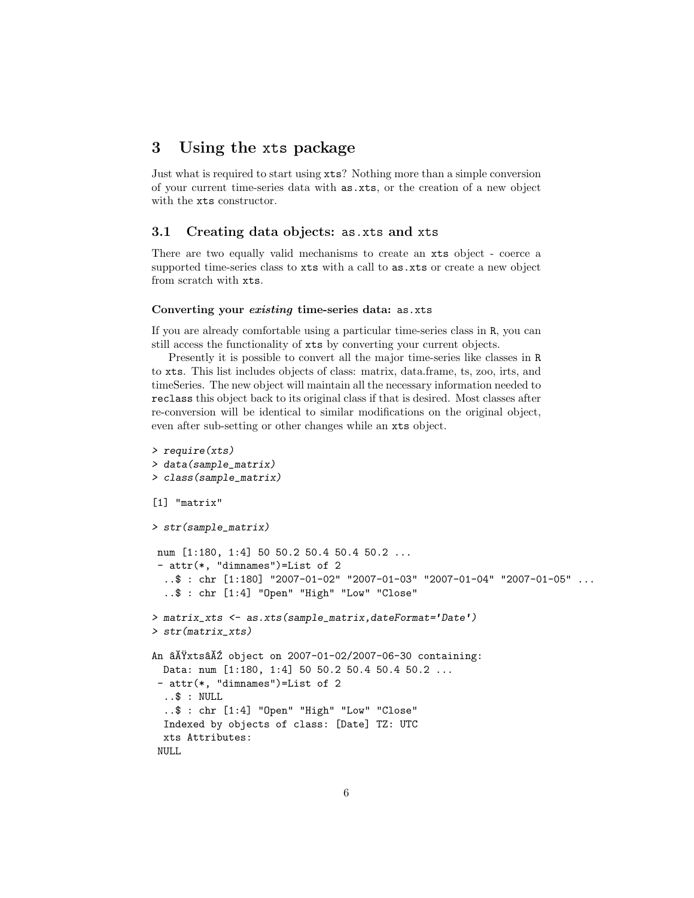## 3 Using the xts package

Just what is required to start using xts? Nothing more than a simple conversion of your current time-series data with as.xts, or the creation of a new object with the xts constructor.

### 3.1 Creating data objects: as.xts and xts

There are two equally valid mechanisms to create an xts object - coerce a supported time-series class to xts with a call to as.xts or create a new object from scratch with xts.

#### Converting your *existing* time-series data: as.xts

If you are already comfortable using a particular time-series class in R, you can still access the functionality of xts by converting your current objects.

Presently it is possible to convert all the major time-series like classes in R to xts. This list includes objects of class: matrix, data.frame, ts, zoo, irts, and timeSeries. The new object will maintain all the necessary information needed to reclass this object back to its original class if that is desired. Most classes after re-conversion will be identical to similar modifications on the original object, even after sub-setting or other changes while an xts object.

```
> require(xts)
> data(sample_matrix)
> class(sample_matrix)

[1] "matrix"

> str(sample_matrix)

 num [1:180, 1:4] 50 50.2 50.4 50.4 50.2 ...
 - attr(*, "dimnames")=List of 2
  ..$ : chr [1:180] "2007-01-02" "2007-01-03" "2007-01-04" "2007-01-05" ...
  ..$ : chr [1:4] "Open" "High" "Low" "Close"

> matrix_xts <- as.xts(sample_matrix,dateFormat='Date')
> str(matrix_xts)

An âĂŸxtsâĂŹ object on 2007-01-02/2007-06-30 containing:
  Data: num [1:180, 1:4] 50 50.2 50.4 50.4 50.2 ...
 - attr(*, "dimnames")=List of 2
  ..$ : NULL
  ..$ : chr [1:4] "Open" "High" "Low" "Close"
  Indexed by objects of class: [Date] TZ: UTC
  xts Attributes:
 NULL
```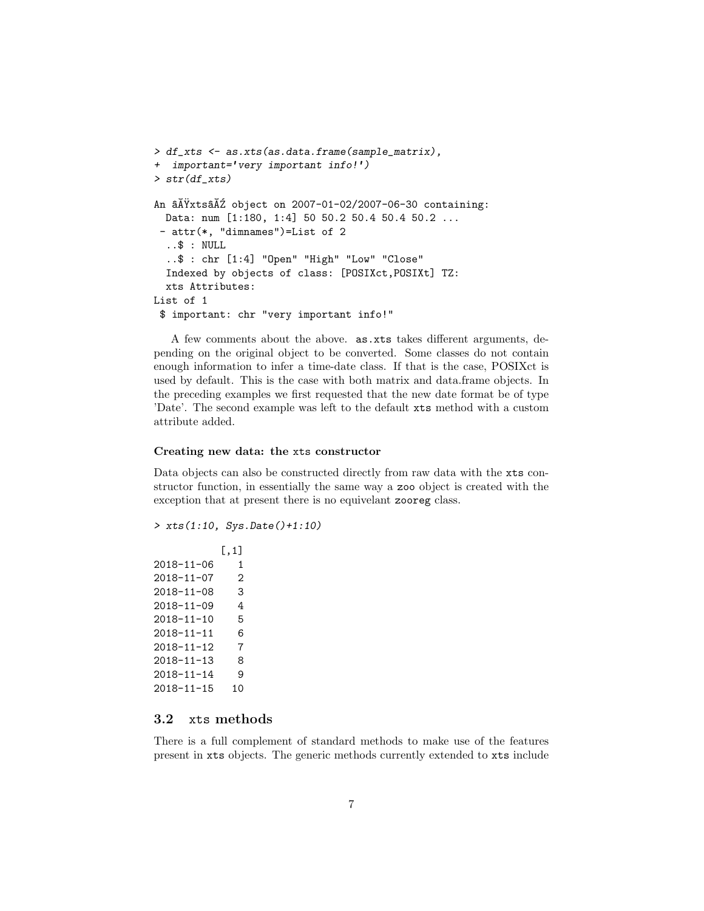```
> df_xts <- as.xts(as.data.frame(sample_matrix),
+  important='very important info!')
> str(df_xts)

An âĂŸxtsâĂŹ object on 2007-01-02/2007-06-30 containing:
  Data: num [1:180, 1:4] 50 50.2 50.4 50.4 50.2 ...
 - attr(*, "dimnames")=List of 2
  ..$ : NULL
  ..$ : chr [1:4] "Open" "High" "Low" "Close"
  Indexed by objects of class: [POSIXct,POSIXt] TZ:
  xts Attributes:
List of 1
 $ important: chr "very important info!"
```

A few comments about the above. `as.xts` takes different arguments, depending on the original object to be converted. Some classes do not contain enough information to infer a time-date class. If that is the case, POSIXct is used by default. This is the case with both matrix and data.frame objects. In the preceding examples we first requested that the new date format be of type 'Date'. The second example was left to the default `xts` method with a custom attribute added.

#### Creating new data: the `xts` constructor

Data objects can also be constructed directly from raw data with the `xts` constructor function, in essentially the same way a `zoo` object is created with the exception that at present there is no equivelant `zooreg` class.

```
> xts(1:10, Sys.Date()+1:10)

           [,1]
2018-11-06    1
2018-11-07    2
2018-11-08    3
2018-11-09    4
2018-11-10    5
2018-11-11    6
2018-11-12    7
2018-11-13    8
2018-11-14    9
2018-11-15   10
```

## 3.2 `xts` methods

There is a full complement of standard methods to make use of the features present in `xts` objects. The generic methods currently extended to `xts` include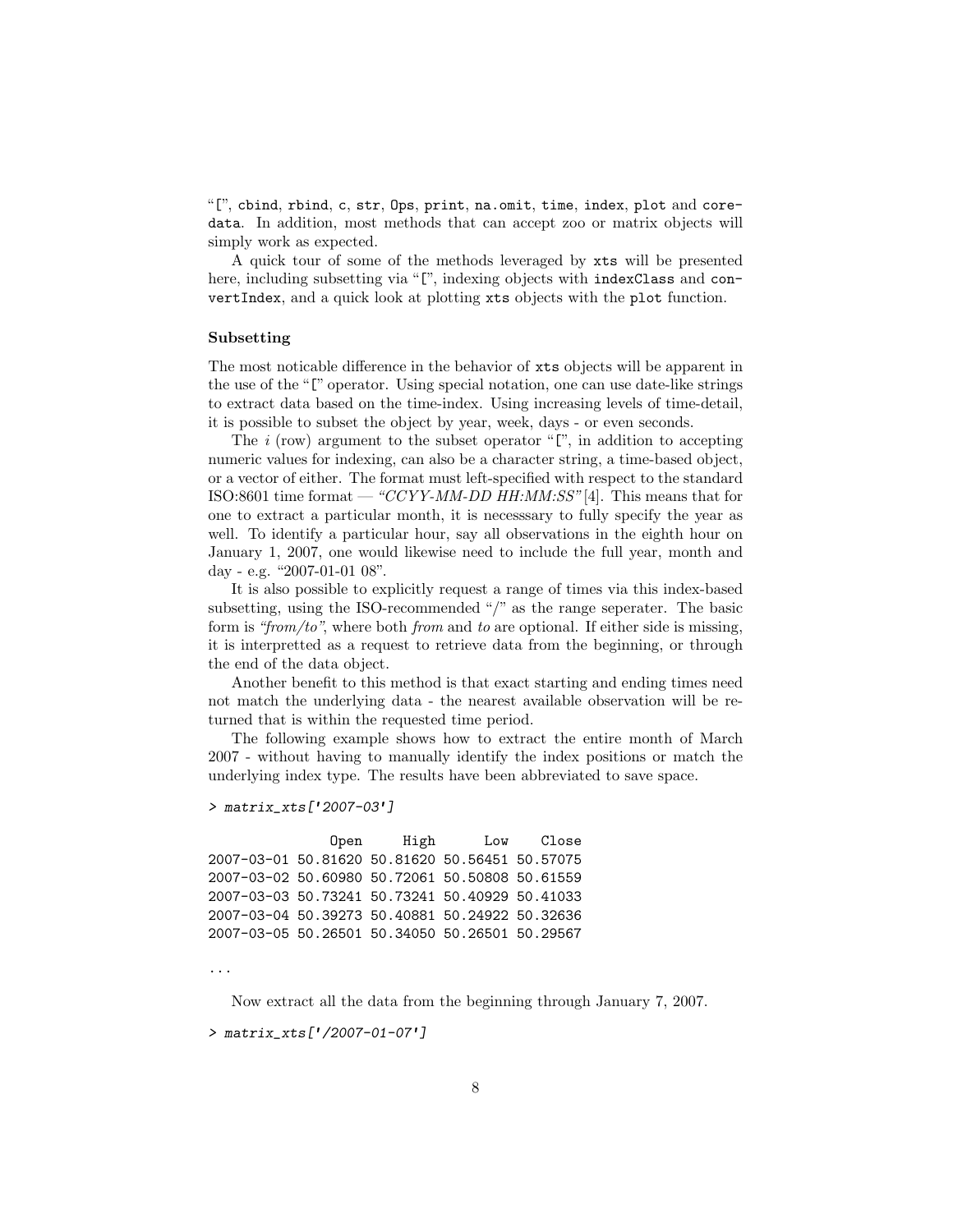"[", cbind, rbind, c, str, Ops, print, na.omit, time, index, plot and coredata. In addition, most methods that can accept zoo or matrix objects will simply work as expected.

A quick tour of some of the methods leveraged by xts will be presented here, including subsetting via "[", indexing objects with indexClass and convertIndex, and a quick look at plotting xts objects with the plot function.

**Subsetting**

The most noticable difference in the behavior of xts objects will be apparent in the use of the "[" operator. Using special notation, one can use date-like strings to extract data based on the time-index. Using increasing levels of time-detail, it is possible to subset the object by year, week, days - or even seconds.

The *i* (row) argument to the subset operator "[", in addition to accepting numeric values for indexing, can also be a character string, a time-based object, or a vector of either. The format must left-specified with respect to the standard ISO:8601 time format — *"CCYY-MM-DD HH:MM:SS"* [4]. This means that for one to extract a particular month, it is necesssary to fully specify the year as well. To identify a particular hour, say all observations in the eighth hour on January 1, 2007, one would likewise need to include the full year, month and day - e.g. "2007-01-01 08".

It is also possible to explicitly request a range of times via this index-based subsetting, using the ISO-recommended "/" as the range seperater. The basic form is *"from/to"*, where both *from* and *to* are optional. If either side is missing, it is interpretted as a request to retrieve data from the beginning, or through the end of the data object.

Another benefit to this method is that exact starting and ending times need not match the underlying data - the nearest available observation will be returned that is within the requested time period.

The following example shows how to extract the entire month of March 2007 - without having to manually identify the index positions or match the underlying index type. The results have been abbreviated to save space.

```
> matrix_xts['2007-03']

               Open     High      Low    Close
2007-03-01 50.81620 50.81620 50.56451 50.57075
2007-03-02 50.60980 50.72061 50.50808 50.61559
2007-03-03 50.73241 50.73241 50.40929 50.41033
2007-03-04 50.39273 50.40881 50.24922 50.32636
2007-03-05 50.26501 50.34050 50.26501 50.29567

...
```

Now extract all the data from the beginning through January 7, 2007.

```
> matrix_xts['/2007-01-07']
```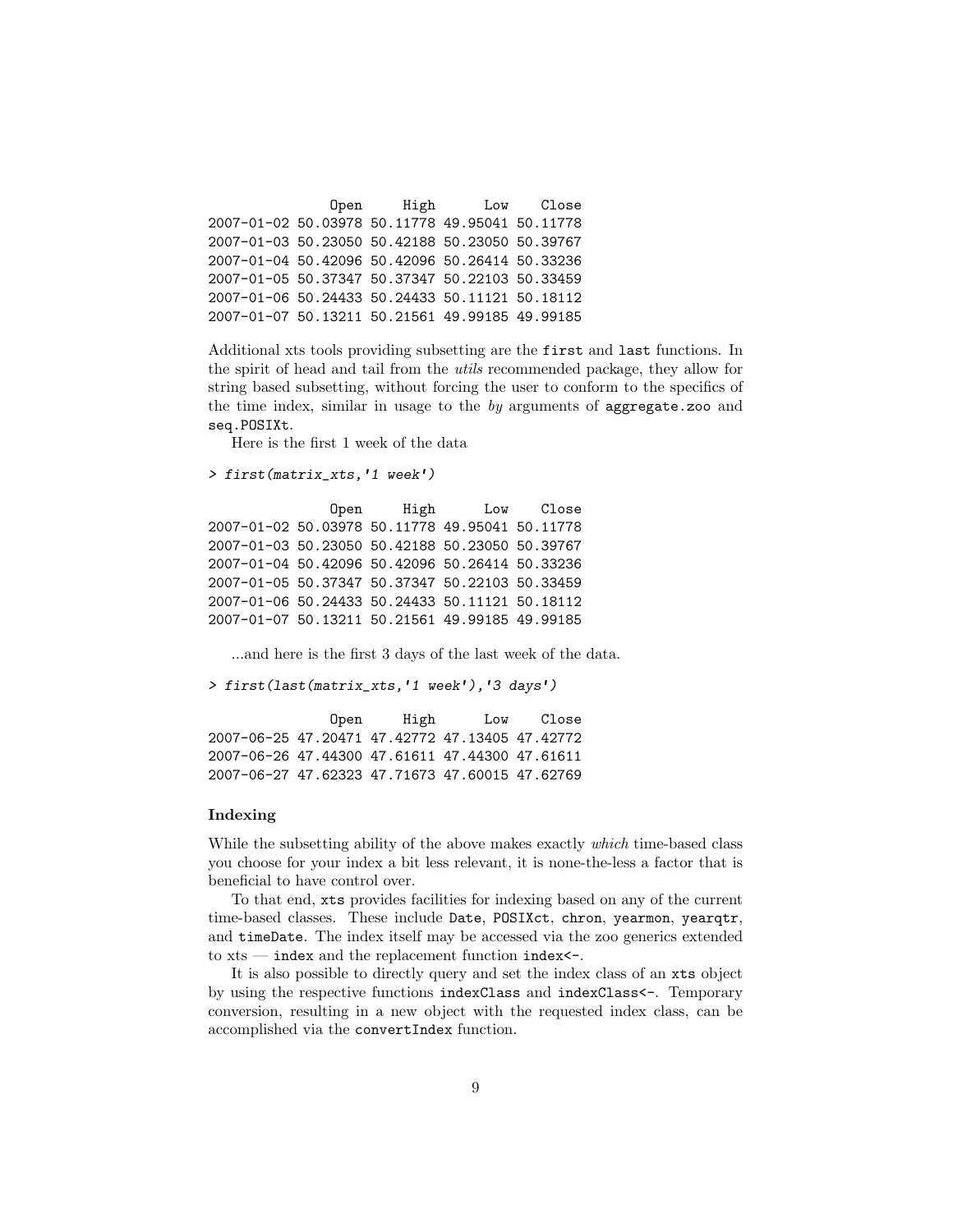```
               Open     High      Low    Close
2007-01-02 50.03978 50.11778 49.95041 50.11778
2007-01-03 50.23050 50.42188 50.23050 50.39767
2007-01-04 50.42096 50.42096 50.26414 50.33236
2007-01-05 50.37347 50.37347 50.22103 50.33459
2007-01-06 50.24433 50.24433 50.11121 50.18112
2007-01-07 50.13211 50.21561 49.99185 49.99185
```

Additional xts tools providing subsetting are the `first` and `last` functions. In the spirit of head and tail from the *utils* recommended package, they allow for string based subsetting, without forcing the user to conform to the specifics of the time index, similar in usage to the *by* arguments of `aggregate.zoo` and `seq.POSIXt`.

Here is the first 1 week of the data

```
> first(matrix_xts,'1 week')
```

```
               Open     High      Low    Close
2007-01-02 50.03978 50.11778 49.95041 50.11778
2007-01-03 50.23050 50.42188 50.23050 50.39767
2007-01-04 50.42096 50.42096 50.26414 50.33236
2007-01-05 50.37347 50.37347 50.22103 50.33459
2007-01-06 50.24433 50.24433 50.11121 50.18112
2007-01-07 50.13211 50.21561 49.99185 49.99185
```

...and here is the first 3 days of the last week of the data.

```
> first(last(matrix_xts,'1 week'),'3 days')
```

```
               Open     High      Low    Close
2007-06-25 47.20471 47.42772 47.13405 47.42772
2007-06-26 47.44300 47.61611 47.44300 47.61611
2007-06-27 47.62323 47.71673 47.60015 47.62769
```

### Indexing

While the subsetting ability of the above makes exactly *which* time-based class you choose for your index a bit less relevant, it is none-the-less a factor that is beneficial to have control over.

To that end, `xts` provides facilities for indexing based on any of the current time-based classes. These include `Date`, `POSIXct`, `chron`, `yearmon`, `yearqtr`, and `timeDate`. The index itself may be accessed via the zoo generics extended to xts — `index` and the replacement function `index<-`.

It is also possible to directly query and set the index class of an `xts` object by using the respective functions `indexClass` and `indexClass<-`. Temporary conversion, resulting in a new object with the requested index class, can be accomplished via the `convertIndex` function.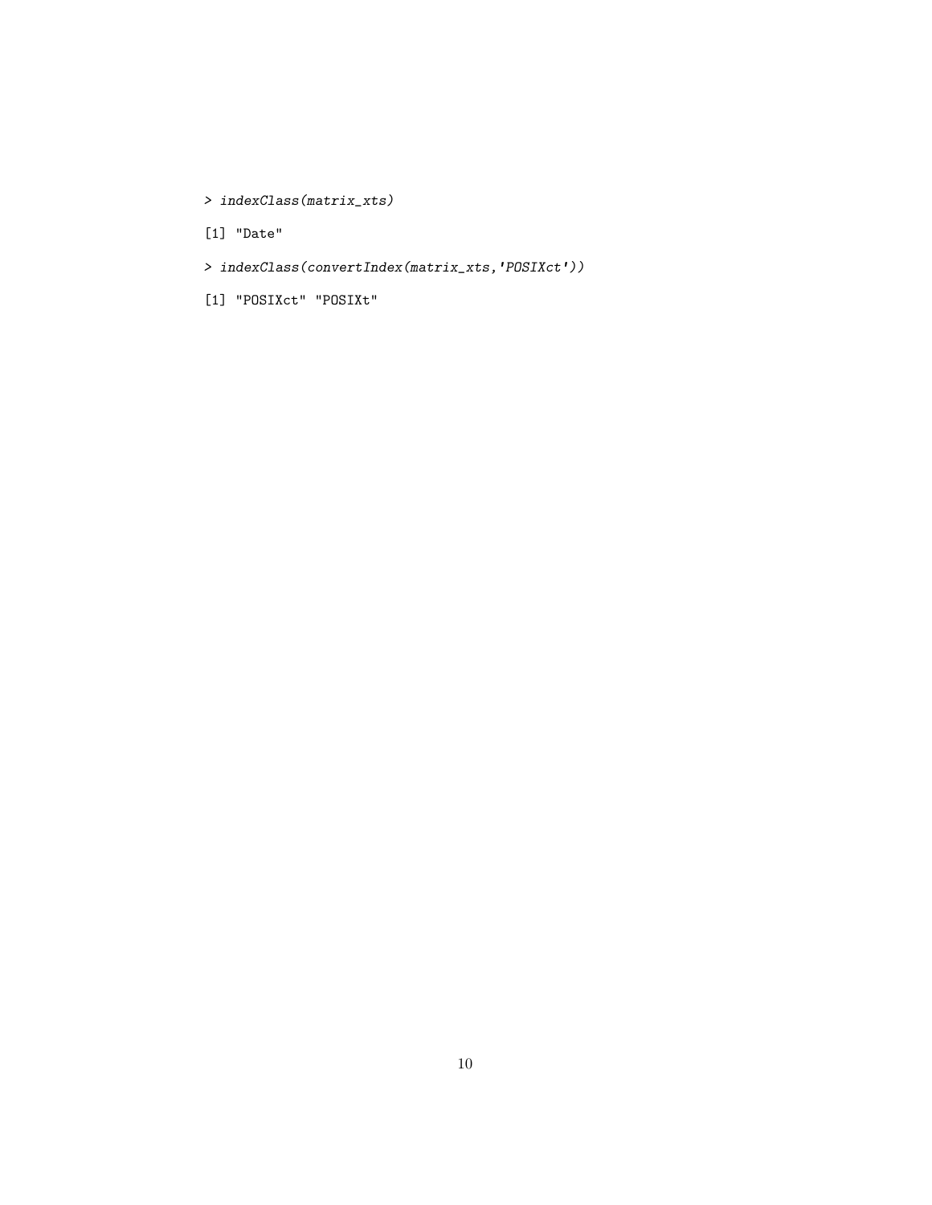```
> indexClass(matrix_xts)

[1] "Date"

> indexClass(convertIndex(matrix_xts,'POSIXct'))

[1] "POSIXct" "POSIXt"
```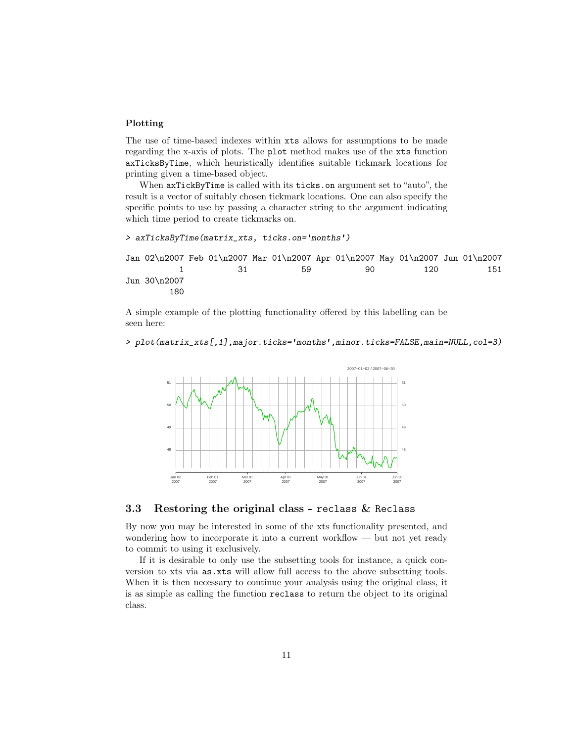### Plotting

The use of time-based indexes within xts allows for assumptions to be made regarding the x-axis of plots. The `plot` method makes use of the `xts` function `axTicksByTime`, which heuristically identifies suitable tickmark locations for printing given a time-based object.

When `axTickByTime` is called with its `ticks.on` argument set to "auto", the result is a vector of suitably chosen tickmark locations. One can also specify the specific points to use by passing a character string to the argument indicating which time period to create tickmarks on.

```
> axTicksByTime(matrix_xts, ticks.on='months')

Jan 02\n2007 Feb 01\n2007 Mar 01\n2007 Apr 01\n2007 May 01\n2007 Jun 01\n2007
           1           31           59           90          120          151
Jun 30\n2007
         180
```

A simple example of the plotting functionality offered by this labelling can be seen here:

```
> plot(matrix_xts[,1],major.ticks='months',minor.ticks=FALSE,main=NULL,col=3)
```

## 3.3 Restoring the original class - `reclass` & `Reclass`

By now you may be interested in some of the xts functionality presented, and wondering how to incorporate it into a current workflow — but not yet ready to commit to using it exclusively.

If it is desirable to only use the subsetting tools for instance, a quick conversion to xts via `as.xts` will allow full access to the above subsetting tools. When it is then necessary to continue your analysis using the original class, it is as simple as calling the function `reclass` to return the object to its original class.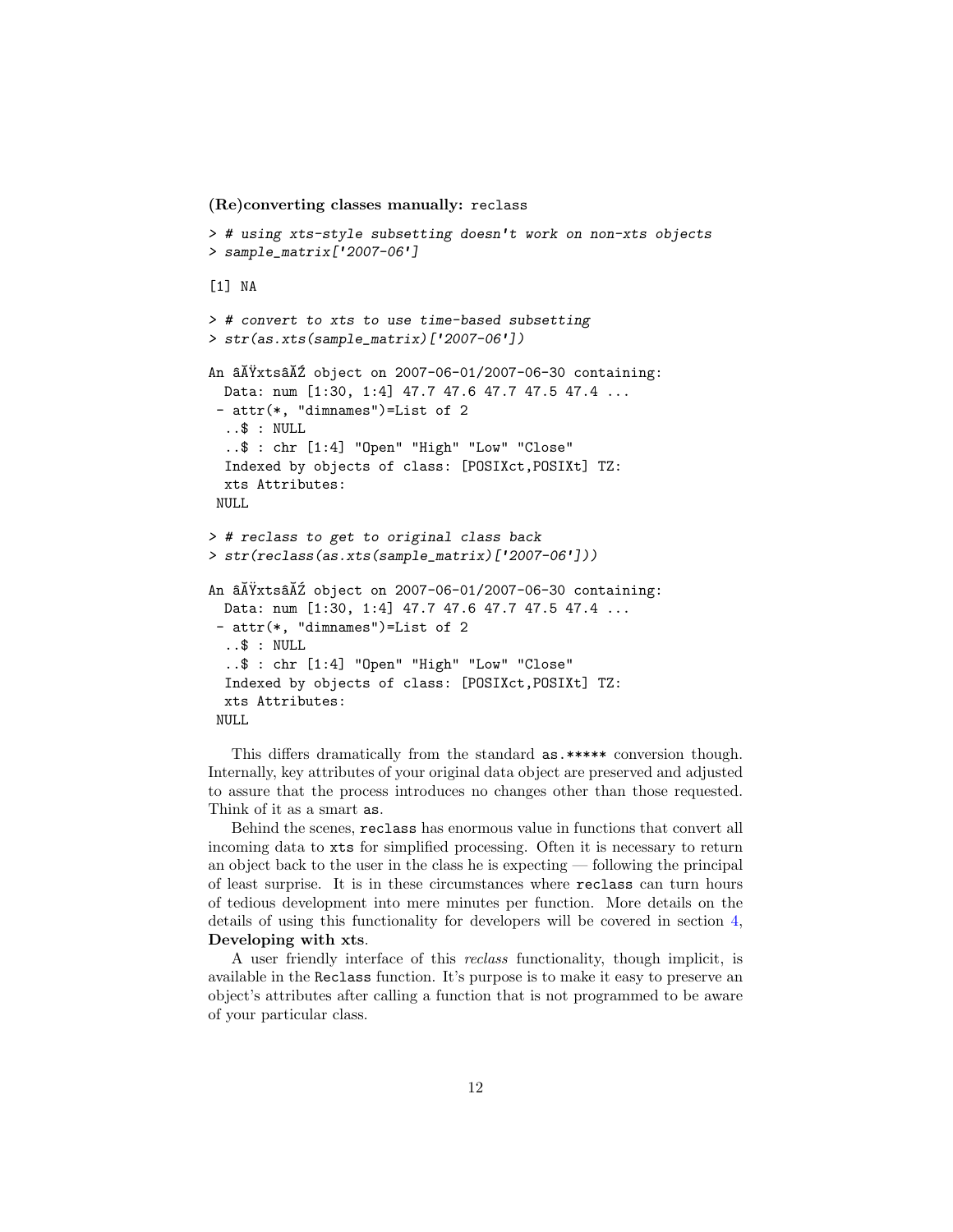**(Re)converting classes manually:** `reclass`

```
> # using xts-style subsetting doesn't work on non-xts objects
> sample_matrix['2007-06']

[1] NA

> # convert to xts to use time-based subsetting
> str(as.xts(sample_matrix)['2007-06'])

An âĂŸxtsâĂŹ object on 2007-06-01/2007-06-30 containing:
  Data: num [1:30, 1:4] 47.7 47.6 47.7 47.5 47.4 ...
 - attr(*, "dimnames")=List of 2
  ..$ : NULL
  ..$ : chr [1:4] "Open" "High" "Low" "Close"
  Indexed by objects of class: [POSIXct,POSIXt] TZ:
  xts Attributes:
 NULL

> # reclass to get to original class back
> str(reclass(as.xts(sample_matrix)['2007-06']))

An âĂŸxtsâĂŹ object on 2007-06-01/2007-06-30 containing:
  Data: num [1:30, 1:4] 47.7 47.6 47.7 47.5 47.4 ...
 - attr(*, "dimnames")=List of 2
  ..$ : NULL
  ..$ : chr [1:4] "Open" "High" "Low" "Close"
  Indexed by objects of class: [POSIXct,POSIXt] TZ:
  xts Attributes:
 NULL
```

This differs dramatically from the standard `as.*****` conversion though. Internally, key attributes of your original data object are preserved and adjusted to assure that the process introduces no changes other than those requested. Think of it as a smart `as`.

Behind the scenes, `reclass` has enormous value in functions that convert all incoming data to `xts` for simplified processing. Often it is necessary to return an object back to the user in the class he is expecting — following the principal of least surprise. It is in these circumstances where `reclass` can turn hours of tedious development into mere minutes per function. More details on the details of using this functionality for developers will be covered in section 4, **Developing with xts**.

A user friendly interface of this *reclass* functionality, though implicit, is available in the `Reclass` function. It's purpose is to make it easy to preserve an object's attributes after calling a function that is not programmed to be aware of your particular class.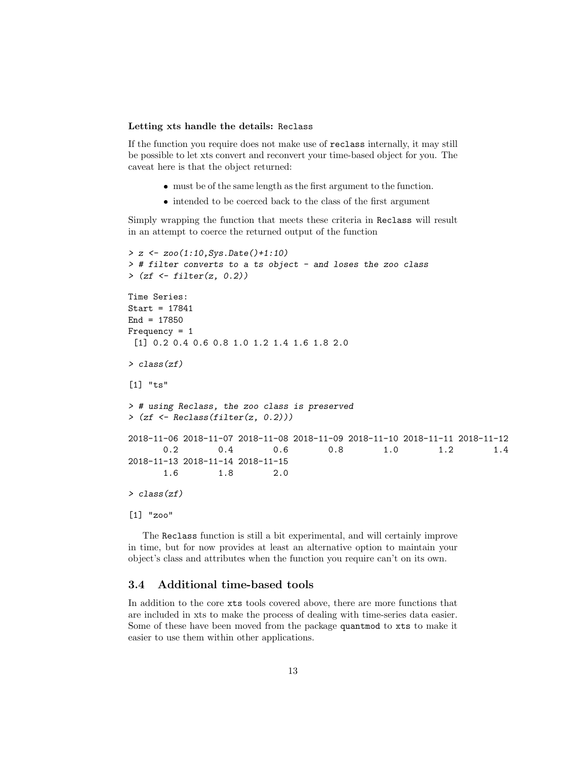**Letting xts handle the details:** `Reclass`

If the function you require does not make use of `reclass` internally, it may still be possible to let xts convert and reconvert your time-based object for you. The caveat here is that the object returned:

- must be of the same length as the first argument to the function.
- intended to be coerced back to the class of the first argument

Simply wrapping the function that meets these criteria in `Reclass` will result in an attempt to coerce the returned output of the function

```
> z <- zoo(1:10,Sys.Date()+1:10)
> # filter converts to a ts object - and loses the zoo class
> (zf <- filter(z, 0.2))

Time Series:
Start = 17841
End = 17850
Frequency = 1
 [1] 0.2 0.4 0.6 0.8 1.0 1.2 1.4 1.6 1.8 2.0

> class(zf)

[1] "ts"

> # using Reclass, the zoo class is preserved
> (zf <- Reclass(filter(z, 0.2)))

2018-11-06 2018-11-07 2018-11-08 2018-11-09 2018-11-10 2018-11-11 2018-11-12
       0.2        0.4        0.6        0.8        1.0        1.2        1.4
2018-11-13 2018-11-14 2018-11-15
       1.6        1.8        2.0

> class(zf)

[1] "zoo"
```

The `Reclass` function is still a bit experimental, and will certainly improve in time, but for now provides at least an alternative option to maintain your object's class and attributes when the function you require can't on its own.

## 3.4 Additional time-based tools

In addition to the core `xts` tools covered above, there are more functions that are included in xts to make the process of dealing with time-series data easier. Some of these have been moved from the package `quantmod` to `xts` to make it easier to use them within other applications.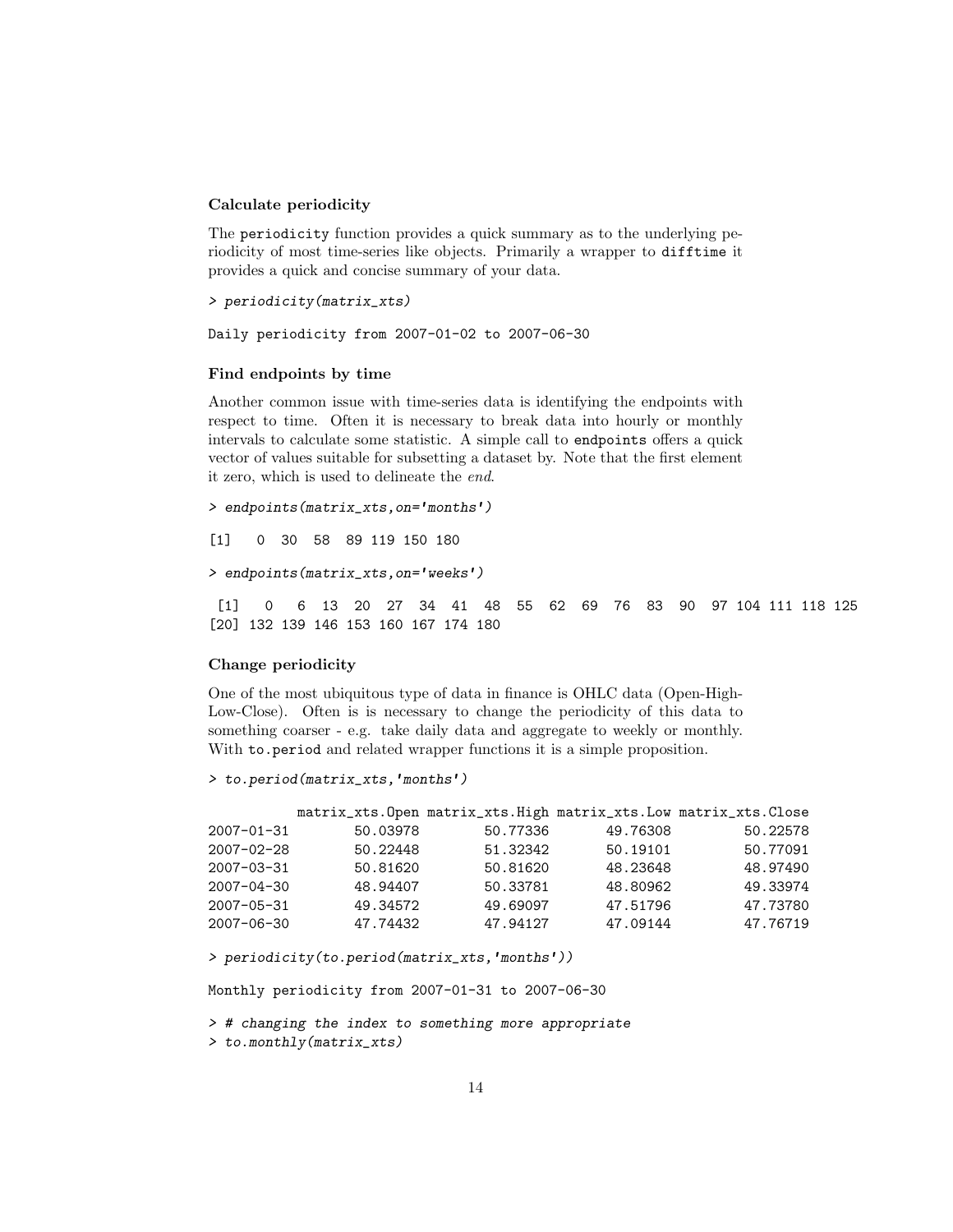**Calculate periodicity**

The `periodicity` function provides a quick summary as to the underlying periodicity of most time-series like objects. Primarily a wrapper to `difftime` it provides a quick and concise summary of your data.

```
> periodicity(matrix_xts)

Daily periodicity from 2007-01-02 to 2007-06-30
```

**Find endpoints by time**

Another common issue with time-series data is identifying the endpoints with respect to time. Often it is necessary to break data into hourly or monthly intervals to calculate some statistic. A simple call to `endpoints` offers a quick vector of values suitable for subsetting a dataset by. Note that the first element it zero, which is used to delineate the *end*.

```
> endpoints(matrix_xts,on='months')

[1]   0  30  58  89 119 150 180

> endpoints(matrix_xts,on='weeks')

 [1]   0   6  13  20  27  34  41  48  55  62  69  76  83  90  97 104 111 118 125
[20] 132 139 146 153 160 167 174 180
```

**Change periodicity**

One of the most ubiquitous type of data in finance is OHLC data (Open-High-Low-Close). Often is is necessary to change the periodicity of this data to something coarser - e.g. take daily data and aggregate to weekly or monthly. With `to.period` and related wrapper functions it is a simple proposition.

```
> to.period(matrix_xts,'months')

           matrix_xts.Open matrix_xts.High matrix_xts.Low matrix_xts.Close
2007-01-31        50.03978        50.77336       49.76308         50.22578
2007-02-28        50.22448        51.32342       50.19101         50.77091
2007-03-31        50.81620        50.81620       48.23648         48.97490
2007-04-30        48.94407        50.33781       48.80962         49.33974
2007-05-31        49.34572        49.69097       47.51796         47.73780
2007-06-30        47.74432        47.94127       47.09144         47.76719

> periodicity(to.period(matrix_xts,'months'))

Monthly periodicity from 2007-01-31 to 2007-06-30

> # changing the index to something more appropriate
> to.monthly(matrix_xts)
```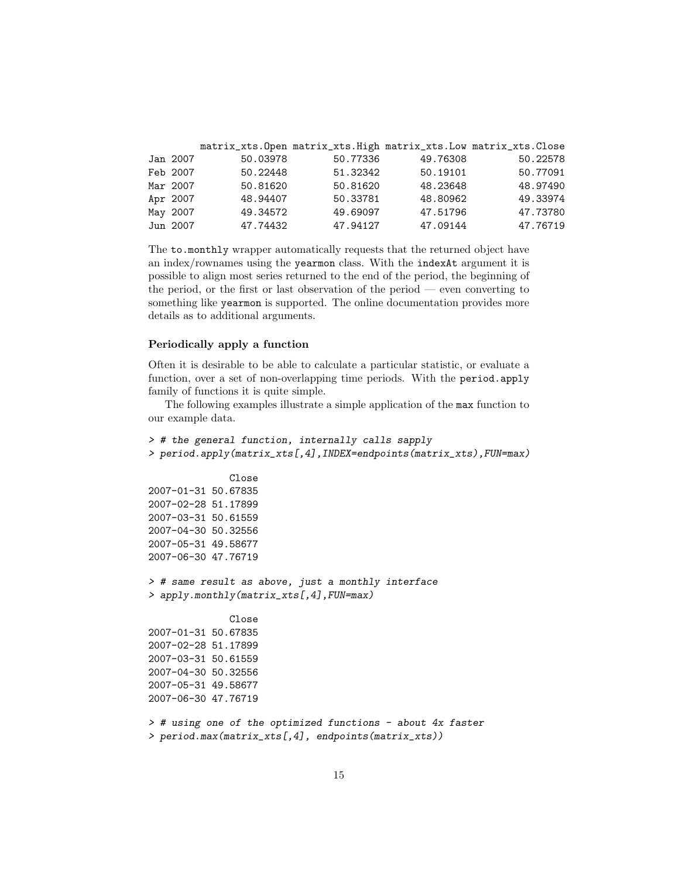```
         matrix_xts.Open matrix_xts.High matrix_xts.Low matrix_xts.Close
Jan 2007        50.03978        50.77336       49.76308         50.22578
Feb 2007        50.22448        51.32342       50.19101         50.77091
Mar 2007        50.81620        50.81620       48.23648         48.97490
Apr 2007        48.94407        50.33781       48.80962         49.33974
May 2007        49.34572        49.69097       47.51796         47.73780
Jun 2007        47.74432        47.94127       47.09144         47.76719
```

The to.monthly wrapper automatically requests that the returned object have an index/rownames using the yearmon class. With the indexAt argument it is possible to align most series returned to the end of the period, the beginning of the period, or the first or last observation of the period — even converting to something like yearmon is supported. The online documentation provides more details as to additional arguments.

#### Periodically apply a function

Often it is desirable to be able to calculate a particular statistic, or evaluate a function, over a set of non-overlapping time periods. With the period.apply family of functions it is quite simple.

The following examples illustrate a simple application of the max function to our example data.

```
> # the general function, internally calls sapply
> period.apply(matrix_xts[,4],INDEX=endpoints(matrix_xts),FUN=max)

              Close
2007-01-31 50.67835
2007-02-28 51.17899
2007-03-31 50.61559
2007-04-30 50.32556
2007-05-31 49.58677
2007-06-30 47.76719

> # same result as above, just a monthly interface
> apply.monthly(matrix_xts[,4],FUN=max)

              Close
2007-01-31 50.67835
2007-02-28 51.17899
2007-03-31 50.61559
2007-04-30 50.32556
2007-05-31 49.58677
2007-06-30 47.76719

> # using one of the optimized functions - about 4x faster
> period.max(matrix_xts[,4], endpoints(matrix_xts))
```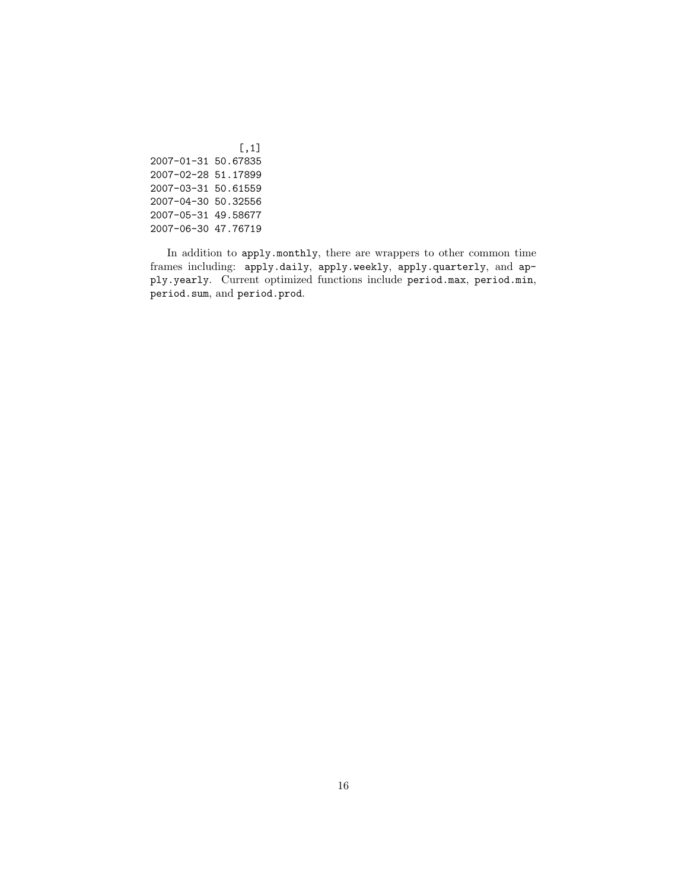```
                [,1]
2007-01-31 50.67835
2007-02-28 51.17899
2007-03-31 50.61559
2007-04-30 50.32556
2007-05-31 49.58677
2007-06-30 47.76719
```

In addition to `apply.monthly`, there are wrappers to other common time frames including: `apply.daily`, `apply.weekly`, `apply.quarterly`, and `apply.yearly`. Current optimized functions include `period.max`, `period.min`, `period.sum`, and `period.prod`.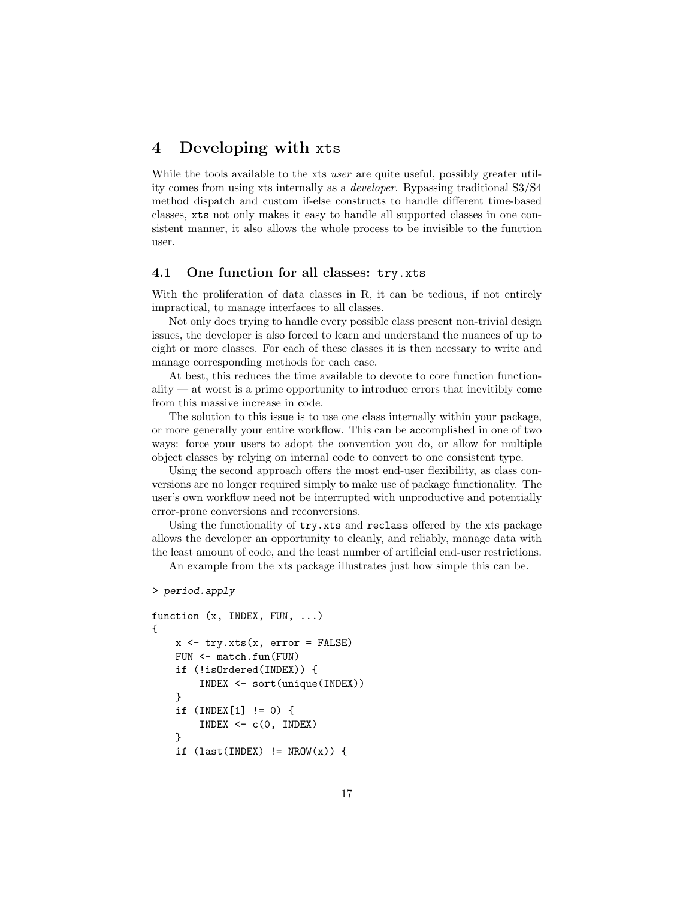# 4 Developing with xts

While the tools available to the xts *user* are quite useful, possibly greater utility comes from using xts internally as a *developer*. Bypassing traditional S3/S4 method dispatch and custom if-else constructs to handle different time-based classes, `xts` not only makes it easy to handle all supported classes in one consistent manner, it also allows the whole process to be invisible to the function user.

## 4.1 One function for all classes: `try.xts`

With the proliferation of data classes in R, it can be tedious, if not entirely impractical, to manage interfaces to all classes.

Not only does trying to handle every possible class present non-trivial design issues, the developer is also forced to learn and understand the nuances of up to eight or more classes. For each of these classes it is then ncessary to write and manage corresponding methods for each case.

At best, this reduces the time available to devote to core function functionality — at worst is a prime opportunity to introduce errors that inevitibly come from this massive increase in code.

The solution to this issue is to use one class internally within your package, or more generally your entire workflow. This can be accomplished in one of two ways: force your users to adopt the convention you do, or allow for multiple object classes by relying on internal code to convert to one consistent type.

Using the second approach offers the most end-user flexibility, as class conversions are no longer required simply to make use of package functionality. The user's own workflow need not be interrupted with unproductive and potentially error-prone conversions and reconversions.

Using the functionality of `try.xts` and `reclass` offered by the xts package allows the developer an opportunity to cleanly, and reliably, manage data with the least amount of code, and the least number of artificial end-user restrictions.

An example from the xts package illustrates just how simple this can be.

```
> period.apply

function (x, INDEX, FUN, ...)
{
    x <- try.xts(x, error = FALSE)
    FUN <- match.fun(FUN)
    if (!isOrdered(INDEX)) {
        INDEX <- sort(unique(INDEX))
    }
    if (INDEX[1] != 0) {
        INDEX <- c(0, INDEX)
    }
    if (last(INDEX) != NROW(x)) {
```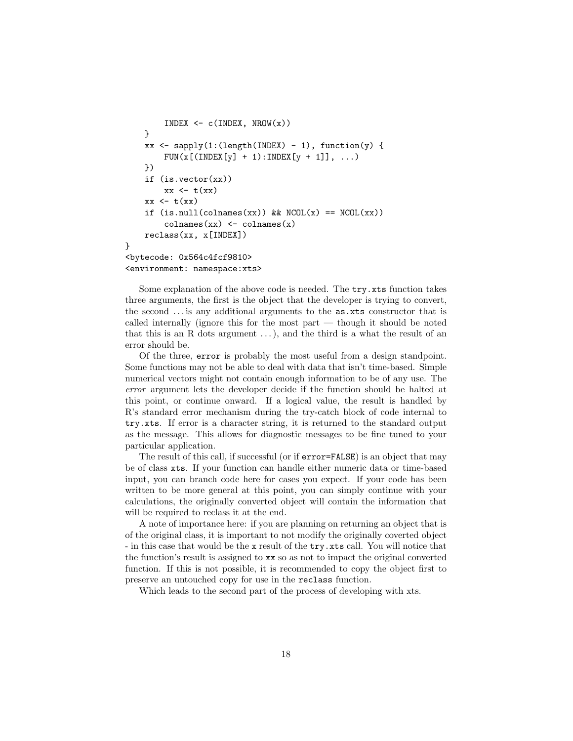```
        INDEX <- c(INDEX, NROW(x))
    }
    xx <- sapply(1:(length(INDEX) - 1), function(y) {
        FUN(x[(INDEX[y] + 1):INDEX[y + 1]], ...)
    })
    if (is.vector(xx))
        xx <- t(xx)
    xx <- t(xx)
    if (is.null(colnames(xx)) && NCOL(x) == NCOL(xx))
        colnames(xx) <- colnames(x)
    reclass(xx, x[INDEX])
}
<bytecode: 0x564c4fcf9810>
<environment: namespace:xts>
```

Some explanation of the above code is needed. The `try.xts` function takes three arguments, the first is the object that the developer is trying to convert, the second . . . is any additional arguments to the `as.xts` constructor that is called internally (ignore this for the most part — though it should be noted that this is an R dots argument . . . ), and the third is a what the result of an error should be.

Of the three, `error` is probably the most useful from a design standpoint. Some functions may not be able to deal with data that isn't time-based. Simple numerical vectors might not contain enough information to be of any use. The *error* argument lets the developer decide if the function should be halted at this point, or continue onward. If a logical value, the result is handled by R's standard error mechanism during the try-catch block of code internal to `try.xts`. If error is a character string, it is returned to the standard output as the message. This allows for diagnostic messages to be fine tuned to your particular application.

The result of this call, if successful (or if `error=FALSE`) is an object that may be of class `xts`. If your function can handle either numeric data or time-based input, you can branch code here for cases you expect. If your code has been written to be more general at this point, you can simply continue with your calculations, the originally converted object will contain the information that will be required to reclass it at the end.

A note of importance here: if you are planning on returning an object that is of the original class, it is important to not modify the originally coverted object - in this case that would be the `x` result of the `try.xts` call. You will notice that the function's result is assigned to `xx` so as not to impact the original converted function. If this is not possible, it is recommended to copy the object first to preserve an untouched copy for use in the `reclass` function.

Which leads to the second part of the process of developing with xts.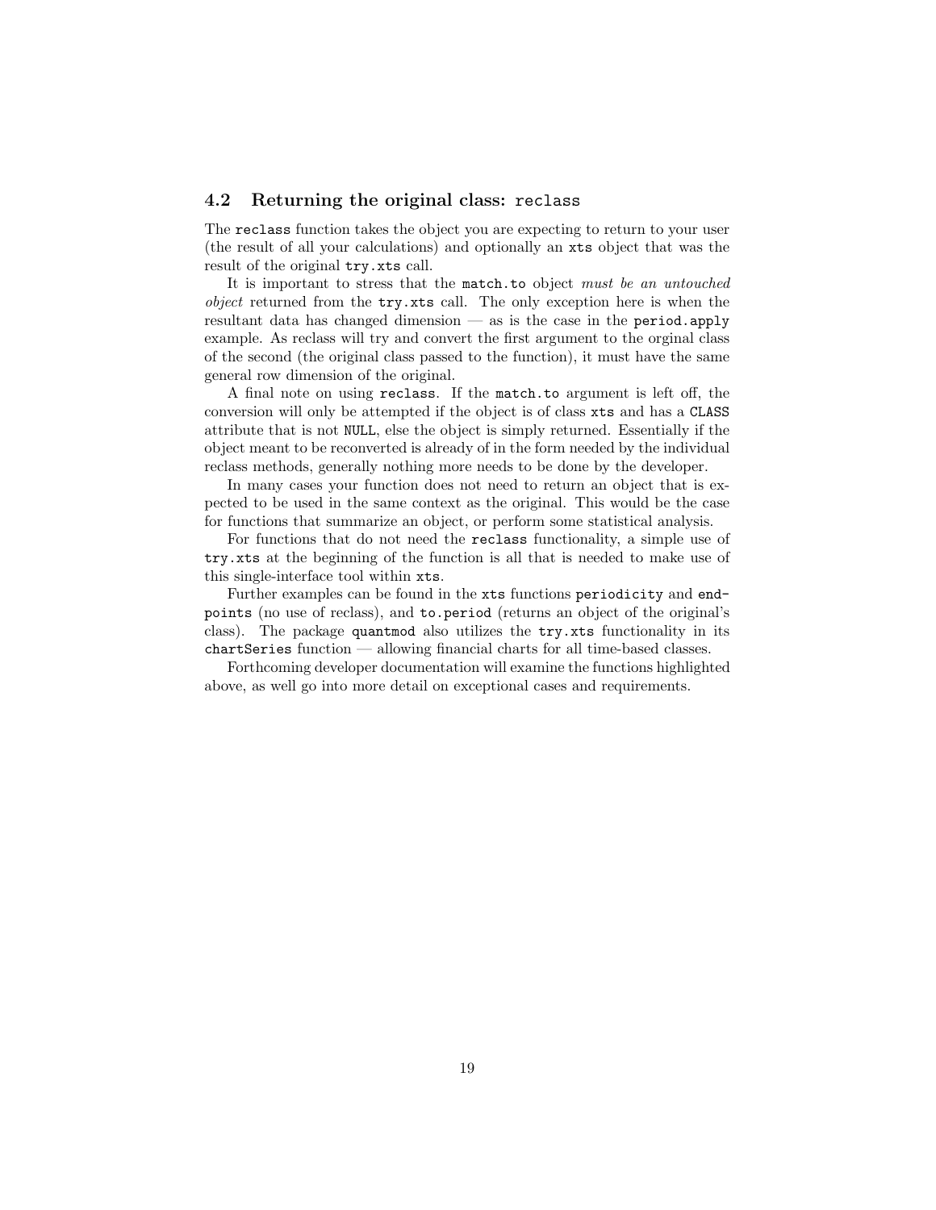### 4.2 Returning the original class: `reclass`

The `reclass` function takes the object you are expecting to return to your user (the result of all your calculations) and optionally an `xts` object that was the result of the original `try.xts` call.

It is important to stress that the `match.to` object *must be an untouched object* returned from the `try.xts` call. The only exception here is when the resultant data has changed dimension — as is the case in the `period.apply` example. As reclass will try and convert the first argument to the orginal class of the second (the original class passed to the function), it must have the same general row dimension of the original.

A final note on using `reclass`. If the `match.to` argument is left off, the conversion will only be attempted if the object is of class `xts` and has a `CLASS` attribute that is not `NULL`, else the object is simply returned. Essentially if the object meant to be reconverted is already of in the form needed by the individual reclass methods, generally nothing more needs to be done by the developer.

In many cases your function does not need to return an object that is expected to be used in the same context as the original. This would be the case for functions that summarize an object, or perform some statistical analysis.

For functions that do not need the `reclass` functionality, a simple use of `try.xts` at the beginning of the function is all that is needed to make use of this single-interface tool within `xts`.

Further examples can be found in the `xts` functions `periodicity` and `endpoints` (no use of reclass), and `to.period` (returns an object of the original's class). The package `quantmod` also utilizes the `try.xts` functionality in its `chartSeries` function — allowing financial charts for all time-based classes.

Forthcoming developer documentation will examine the functions highlighted above, as well go into more detail on exceptional cases and requirements.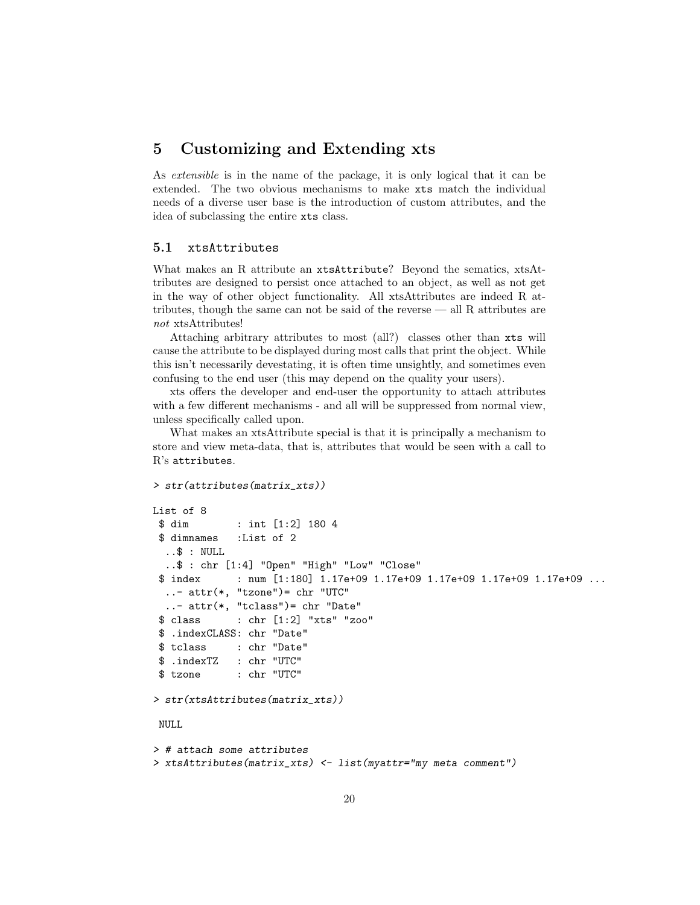## 5 Customizing and Extending xts

As *extensible* is in the name of the package, it is only logical that it can be extended. The two obvious mechanisms to make `xts` match the individual needs of a diverse user base is the introduction of custom attributes, and the idea of subclassing the entire `xts` class.

### 5.1 `xtsAttributes`

What makes an R attribute an `xtsAttribute`? Beyond the sematics, xtsAttributes are designed to persist once attached to an object, as well as not get in the way of other object functionality. All xtsAttributes are indeed R attributes, though the same can not be said of the reverse — all R attributes are *not* xtsAttributes!

Attaching arbitrary attributes to most (all?) classes other than `xts` will cause the attribute to be displayed during most calls that print the object. While this isn't necessarily devestating, it is often time unsightly, and sometimes even confusing to the end user (this may depend on the quality your users).

xts offers the developer and end-user the opportunity to attach attributes with a few different mechanisms - and all will be suppressed from normal view, unless specifically called upon.

What makes an xtsAttribute special is that it is principally a mechanism to store and view meta-data, that is, attributes that would be seen with a call to R's `attributes`.

```
> str(attributes(matrix_xts))

List of 8
 $ dim        : int [1:2] 180 4
 $ dimnames   :List of 2
  ..$ : NULL
  ..$ : chr [1:4] "Open" "High" "Low" "Close"
 $ index      : num [1:180] 1.17e+09 1.17e+09 1.17e+09 1.17e+09 1.17e+09 ...
  ..- attr(*, "tzone")= chr "UTC"
  ..- attr(*, "tclass")= chr "Date"
 $ class      : chr [1:2] "xts" "zoo"
 $ .indexCLASS: chr "Date"
 $ tclass     : chr "Date"
 $ .indexTZ   : chr "UTC"
 $ tzone      : chr "UTC"

> str(xtsAttributes(matrix_xts))

 NULL

> # attach some attributes
> xtsAttributes(matrix_xts) <- list(myattr="my meta comment")
```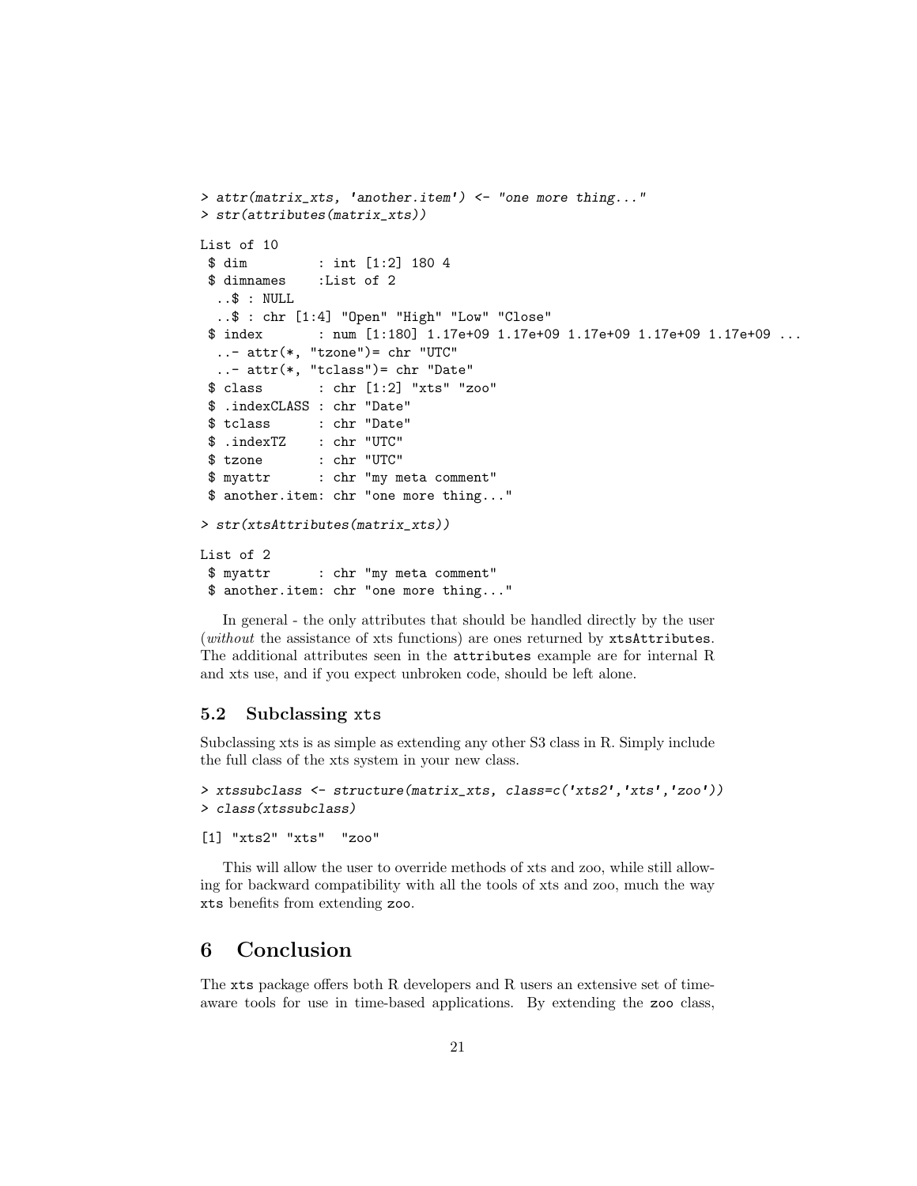```
> attr(matrix_xts, 'another.item') <- "one more thing..."
> str(attributes(matrix_xts))

List of 10
 $ dim         : int [1:2] 180 4
 $ dimnames    :List of 2
  ..$ : NULL
  ..$ : chr [1:4] "Open" "High" "Low" "Close"
 $ index       : num [1:180] 1.17e+09 1.17e+09 1.17e+09 1.17e+09 1.17e+09 ...
  ..- attr(*, "tzone")= chr "UTC"
  ..- attr(*, "tclass")= chr "Date"
 $ class       : chr [1:2] "xts" "zoo"
 $ .indexCLASS : chr "Date"
 $ tclass      : chr "Date"
 $ .indexTZ    : chr "UTC"
 $ tzone       : chr "UTC"
 $ myattr      : chr "my meta comment"
 $ another.item: chr "one more thing..."

> str(xtsAttributes(matrix_xts))

List of 2
 $ myattr      : chr "my meta comment"
 $ another.item: chr "one more thing..."
```

In general - the only attributes that should be handled directly by the user (*without* the assistance of xts functions) are ones returned by `xtsAttributes`. The additional attributes seen in the `attributes` example are for internal R and xts use, and if you expect unbroken code, should be left alone.

### 5.2 Subclassing `xts`

Subclassing xts is as simple as extending any other S3 class in R. Simply include the full class of the xts system in your new class.

```
> xtssubclass <- structure(matrix_xts, class=c('xts2','xts','zoo'))
> class(xtssubclass)

[1] "xts2" "xts"  "zoo"
```

This will allow the user to override methods of xts and zoo, while still allowing for backward compatibility with all the tools of xts and zoo, much the way `xts` benefits from extending `zoo`.

## 6 Conclusion

The `xts` package offers both R developers and R users an extensive set of time-aware tools for use in time-based applications. By extending the `zoo` class,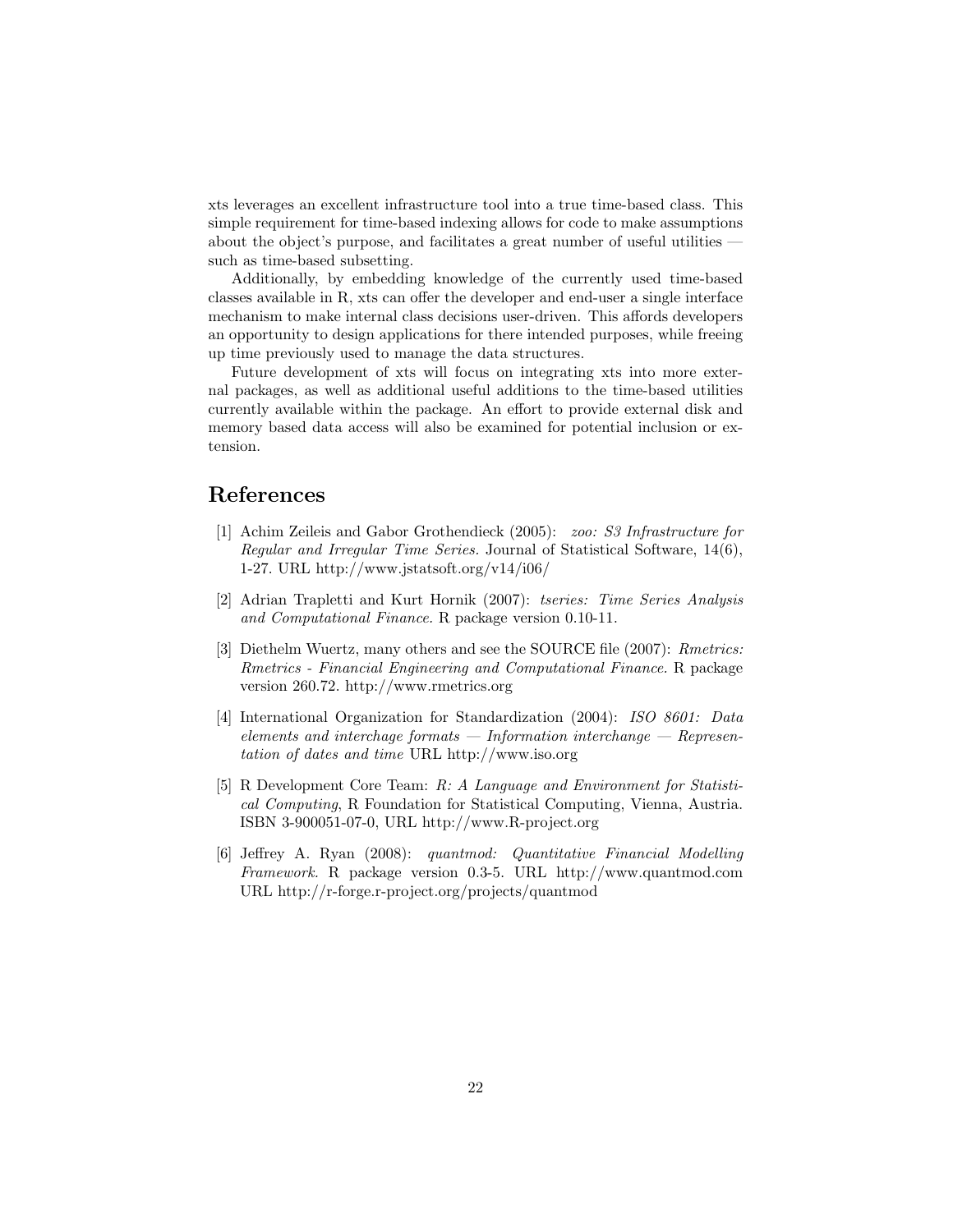xts leverages an excellent infrastructure tool into a true time-based class. This simple requirement for time-based indexing allows for code to make assumptions about the object's purpose, and facilitates a great number of useful utilities — such as time-based subsetting.

Additionally, by embedding knowledge of the currently used time-based classes available in R, xts can offer the developer and end-user a single interface mechanism to make internal class decisions user-driven. This affords developers an opportunity to design applications for there intended purposes, while freeing up time previously used to manage the data structures.

Future development of xts will focus on integrating xts into more external packages, as well as additional useful additions to the time-based utilities currently available within the package. An effort to provide external disk and memory based data access will also be examined for potential inclusion or extension.

## References

[1] Achim Zeileis and Gabor Grothendieck (2005): *zoo: S3 Infrastructure for Regular and Irregular Time Series.* Journal of Statistical Software, 14(6), 1-27. URL http://www.jstatsoft.org/v14/i06/

[2] Adrian Trapletti and Kurt Hornik (2007): *tseries: Time Series Analysis and Computational Finance.* R package version 0.10-11.

[3] Diethelm Wuertz, many others and see the SOURCE file (2007): *Rmetrics: Rmetrics - Financial Engineering and Computational Finance.* R package version 260.72. http://www.rmetrics.org

[4] International Organization for Standardization (2004): *ISO 8601: Data elements and interchage formats — Information interchange — Representation of dates and time* URL http://www.iso.org

[5] R Development Core Team: *R: A Language and Environment for Statistical Computing*, R Foundation for Statistical Computing, Vienna, Austria. ISBN 3-900051-07-0, URL http://www.R-project.org

[6] Jeffrey A. Ryan (2008): *quantmod: Quantitative Financial Modelling Framework.* R package version 0.3-5. URL http://www.quantmod.com URL http://r-forge.r-project.org/projects/quantmod